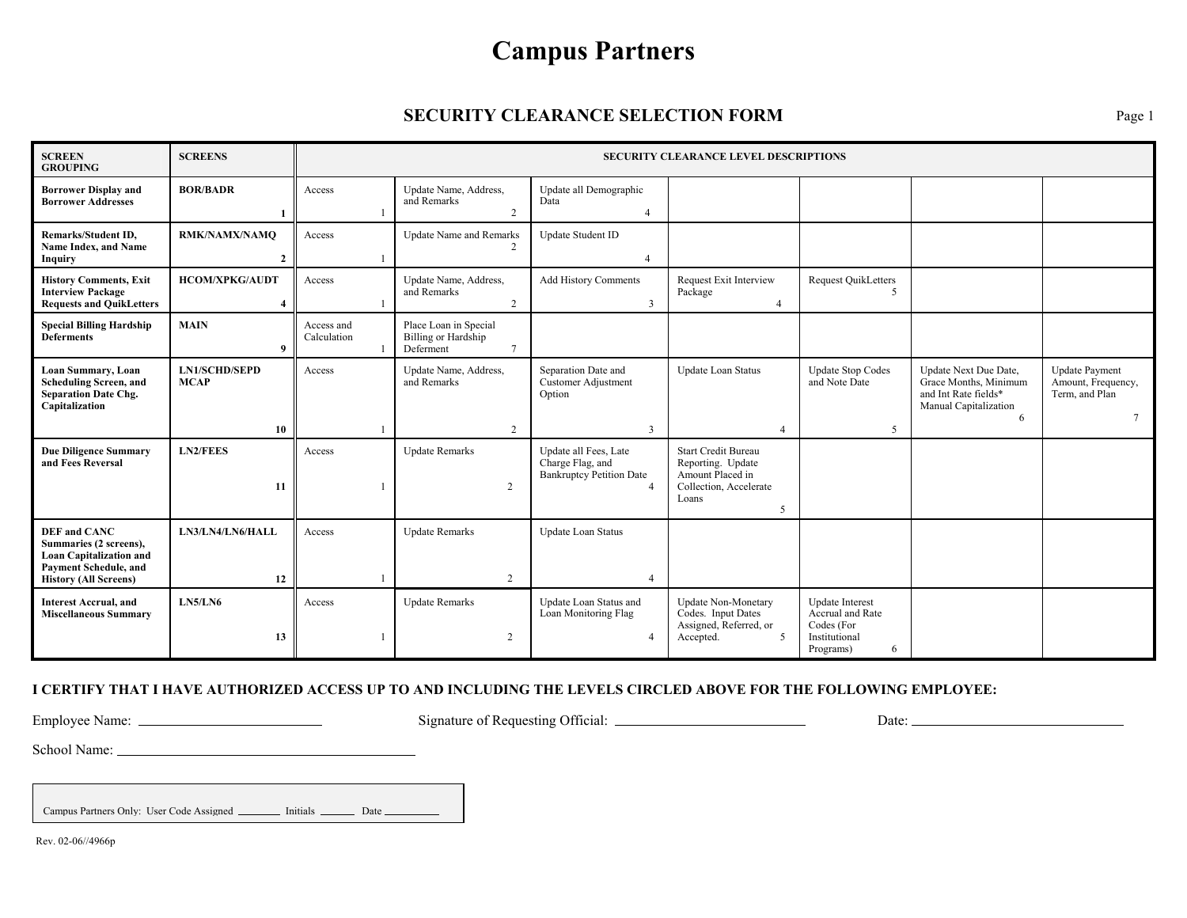# Campus Partners

## SECURITY CLEARANCE SELECTION FORM

| SCREEN GROUPING | SCREENS | SECURITY CLEARANCE LEVEL DESCRIPTIONS | | | | | | |
|---|---|---|---|---|---|---|---|---|
| **Borrower Display and Borrower Addresses** | **BOR/BADR** **1** | Access 1 | Update Name, Address, and Remarks 2 | Update all Demographic Data 4 | | | | |
| **Remarks/Student ID, Name Index, and Name Inquiry** | **RMK/NAMX/NAMQ** **2** | Access 1 | Update Name and Remarks 2 | Update Student ID 4 | | | | |
| **History Comments, Exit Interview Package Requests and QuikLetters** | **HCOM/XPKG/AUDT** **4** | Access 1 | Update Name, Address, and Remarks 2 | Add History Comments 3 | Request Exit Interview Package 4 | Request QuikLetters 5 | | |
| **Special Billing Hardship Deferments** | **MAIN** **9** | Access and Calculation 1 | Place Loan in Special Billing or Hardship Deferment 7 | | | | | |
| **Loan Summary, Loan Scheduling Screen, and Separation Date Chg. Capitalization** | **LN1/SCHD/SEPD MCAP** **10** | Access 1 | Update Name, Address, and Remarks 2 | Separation Date and Customer Adjustment Option 3 | Update Loan Status 4 | Update Stop Codes and Note Date 5 | Update Next Due Date, Grace Months, Minimum and Int Rate fields* Manual Capitalization 6 | Update Payment Amount, Frequency, Term, and Plan 7 |
| **Due Diligence Summary and Fees Reversal** | **LN2/FEES** **11** | Access 1 | Update Remarks 2 | Update all Fees, Late Charge Flag, and Bankruptcy Petition Date 4 | Start Credit Bureau Reporting. Update Amount Placed in Collection, Accelerate Loans 5 | | | |
| **DEF and CANC Summaries (2 screens), Loan Capitalization and Payment Schedule, and History (All Screens)** | **LN3/LN4/LN6/HALL** **12** | Access 1 | Update Remarks 2 | Update Loan Status 4 | | | | |
| **Interest Accrual, and Miscellaneous Summary** | **LN5/LN6** **13** | Access 1 | Update Remarks 2 | Update Loan Status and Loan Monitoring Flag 4 | Update Non-Monetary Codes. Input Dates Assigned, Referred, or Accepted. 5 | Update Interest Accrual and Rate Codes (For Institutional Programs) 6 | | |

**I CERTIFY THAT I HAVE AUTHORIZED ACCESS UP TO AND INCLUDING THE LEVELS CIRCLED ABOVE FOR THE FOLLOWING EMPLOYEE:**

Employee Name: ______________________ Signature of Requesting Official: ______________________ Date: ______________________

School Name: ______________________________________

Campus Partners Only: User Code Assigned ________ Initials ______ Date __________

Rev. 02-06//4966p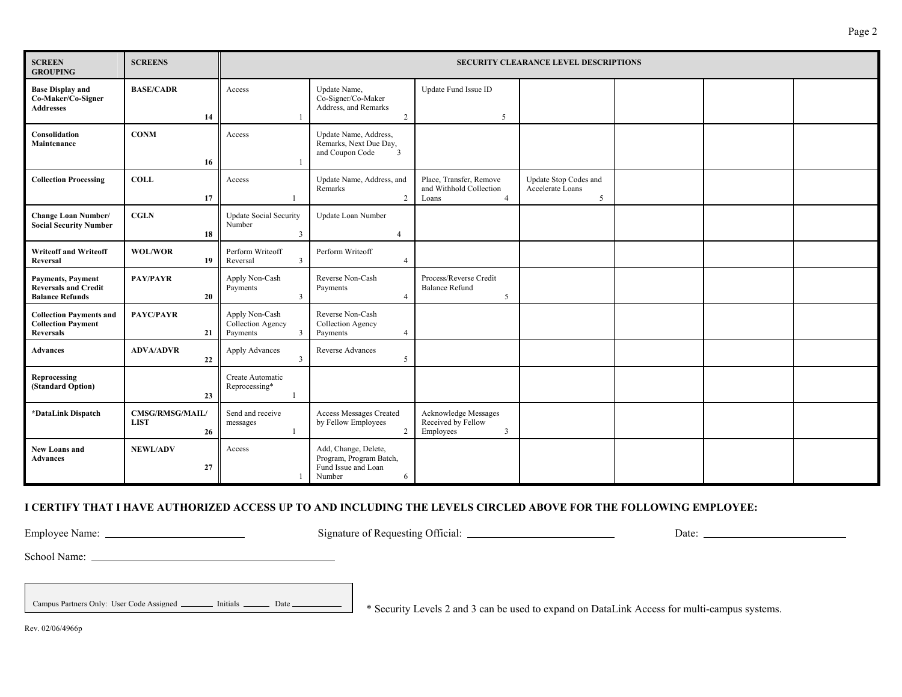| SCREEN GROUPING | SCREENS | SECURITY CLEARANCE LEVEL DESCRIPTIONS | | | | | | |
|---|---|---|---|---|---|---|---|---|
| **Base Display and Co-Maker/Co-Signer Addresses** | **BASE/CADR** 14 | Access 1 | Update Name, Co-Signer/Co-Maker Address, and Remarks 2 | Update Fund Issue ID 5 | | | | |
| **Consolidation Maintenance** | **CONM** 16 | Access 1 | Update Name, Address, Remarks, Next Due Day, and Coupon Code 3 | | | | | |
| **Collection Processing** | **COLL** 17 | Access 1 | Update Name, Address, and Remarks 2 | Place, Transfer, Remove and Withhold Collection Loans 4 | Update Stop Codes and Accelerate Loans 5 | | | |
| **Change Loan Number/ Social Security Number** | **CGLN** 18 | Update Social Security Number 3 | Update Loan Number 4 | | | | | |
| **Writeoff and Writeoff Reversal** | **WOL/WOR** 19 | Perform Writeoff Reversal 3 | Perform Writeoff 4 | | | | | |
| **Payments, Payment Reversals and Credit Balance Refunds** | **PAY/PAYR** 20 | Apply Non-Cash Payments 3 | Reverse Non-Cash Payments 4 | Process/Reverse Credit Balance Refund 5 | | | | |
| **Collection Payments and Collection Payment Reversals** | **PAYC/PAYR** 21 | Apply Non-Cash Collection Agency Payments 3 | Reverse Non-Cash Collection Agency Payments 4 | | | | | |
| **Advances** | **ADVA/ADVR** 22 | Apply Advances 3 | Reverse Advances 5 | | | | | |
| **Reprocessing (Standard Option)** | 23 | Create Automatic Reprocessing* 1 | | | | | | |
| ***DataLink Dispatch** | **CMSG/RMSG/MAIL/ LIST** 26 | Send and receive messages 1 | Access Messages Created by Fellow Employees 2 | Acknowledge Messages Received by Fellow Employees 3 | | | | |
| **New Loans and Advances** | **NEWL/ADV** 27 | Access 1 | Add, Change, Delete, Program, Program Batch, Fund Issue and Loan Number 6 | | | | | |

**I CERTIFY THAT I HAVE AUTHORIZED ACCESS UP TO AND INCLUDING THE LEVELS CIRCLED ABOVE FOR THE FOLLOWING EMPLOYEE:**

Employee Name: ______________________ Signature of Requesting Official: ______________________ Date: ______________________

School Name: ________________________________________

Campus Partners Only: User Code Assigned ________ Initials ______ Date __________

* Security Levels 2 and 3 can be used to expand on DataLink Access for multi-campus systems.

Rev. 02/06/4966p